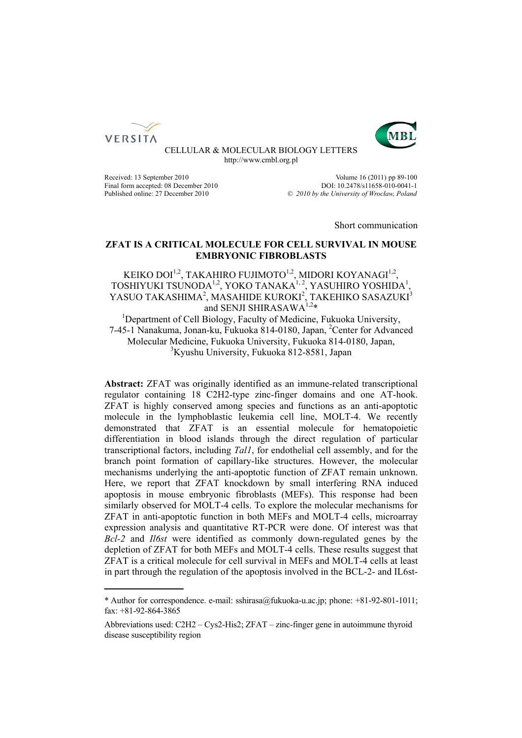CELLULAR & MOLECULAR BIOLOGY LETTERS
http://www.cmbl.org.pl

Received: 13 September 2010
Final form accepted: 08 December 2010
Published online: 27 December 2010

Volume 16 (2011) pp 89-100
DOI: 10.2478/s11658-010-0041-1
© 2010 by the University of Wrocław, Poland

Short communication

# ZFAT IS A CRITICAL MOLECULE FOR CELL SURVIVAL IN MOUSE EMBRYONIC FIBROBLASTS

KEIKO DOI[1,2], TAKAHIRO FUJIMOTO[1,2], MIDORI KOYANAGI[1,2], TOSHIYUKI TSUNODA[1,2], YOKO TANAKA[1, 2], YASUHIRO YOSHIDA[1], YASUO TAKASHIMA[2], MASAHIDE KUROKI[2], TAKEHIKO SASAZUKI[3] and SENJI SHIRASAWA[1,2]*

[1]Department of Cell Biology, Faculty of Medicine, Fukuoka University, 7-45-1 Nanakuma, Jonan-ku, Fukuoka 814-0180, Japan, [2]Center for Advanced Molecular Medicine, Fukuoka University, Fukuoka 814-0180, Japan, [3]Kyushu University, Fukuoka 812-8581, Japan

**Abstract:** ZFAT was originally identified as an immune-related transcriptional regulator containing 18 C2H2-type zinc-finger domains and one AT-hook. ZFAT is highly conserved among species and functions as an anti-apoptotic molecule in the lymphoblastic leukemia cell line, MOLT-4. We recently demonstrated that ZFAT is an essential molecule for hematopoietic differentiation in blood islands through the direct regulation of particular transcriptional factors, including *Tal1*, for endothelial cell assembly, and for the branch point formation of capillary-like structures. However, the molecular mechanisms underlying the anti-apoptotic function of ZFAT remain unknown. Here, we report that ZFAT knockdown by small interfering RNA induced apoptosis in mouse embryonic fibroblasts (MEFs). This response had been similarly observed for MOLT-4 cells. To explore the molecular mechanisms for ZFAT in anti-apoptotic function in both MEFs and MOLT-4 cells, microarray expression analysis and quantitative RT-PCR were done. Of interest was that *Bcl-2* and *Il6st* were identified as commonly down-regulated genes by the depletion of ZFAT for both MEFs and MOLT-4 cells. These results suggest that ZFAT is a critical molecule for cell survival in MEFs and MOLT-4 cells at least in part through the regulation of the apoptosis involved in the BCL-2- and IL6st-

---

\* Author for correspondence. e-mail: sshirasa@fukuoka-u.ac.jp; phone: +81-92-801-1011; fax: +81-92-864-3865

Abbreviations used: C2H2 – Cys2-His2; ZFAT – zinc-finger gene in autoimmune thyroid disease susceptibility region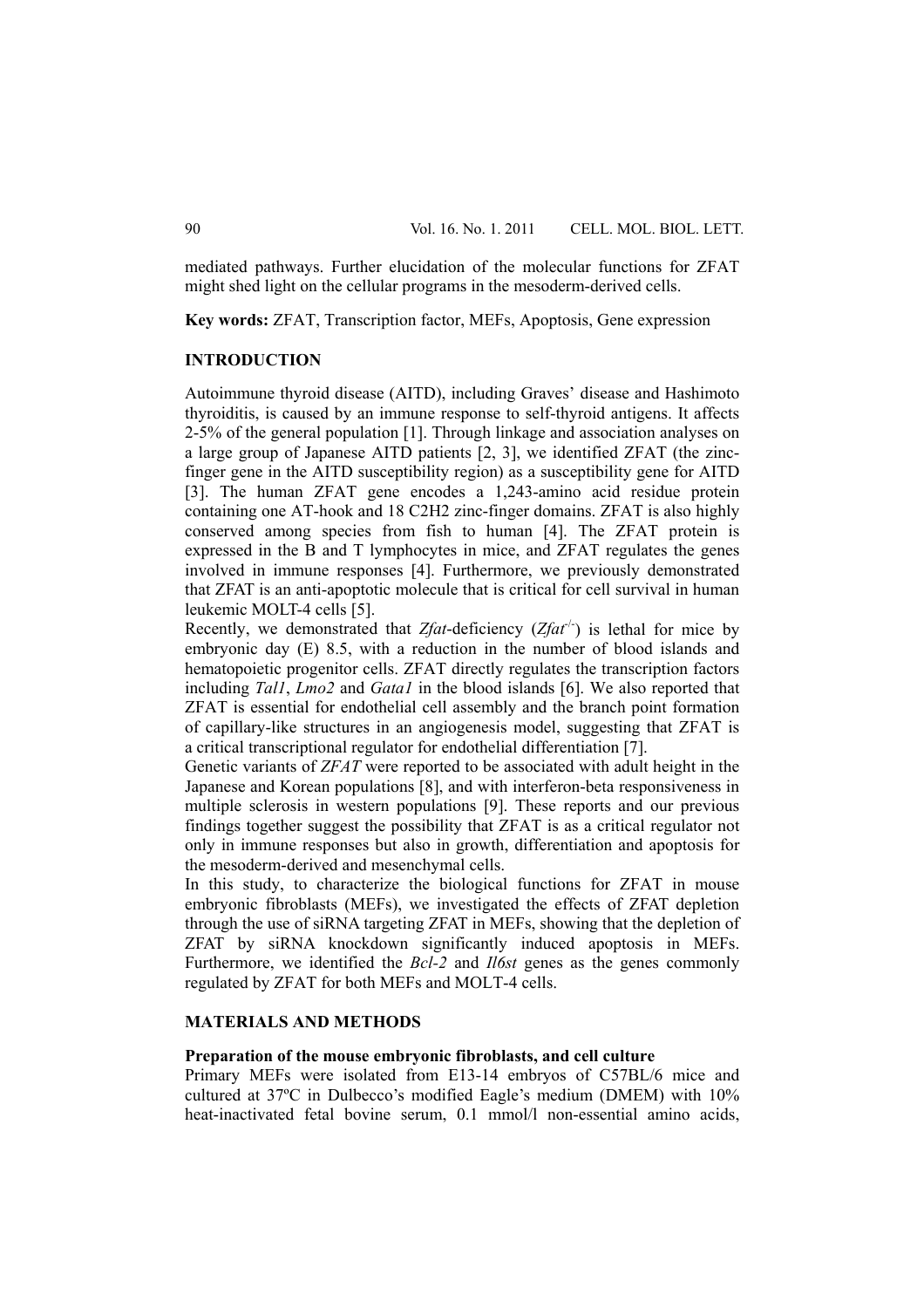mediated pathways. Further elucidation of the molecular functions for ZFAT might shed light on the cellular programs in the mesoderm-derived cells.

**Key words:** ZFAT, Transcription factor, MEFs, Apoptosis, Gene expression

## INTRODUCTION

Autoimmune thyroid disease (AITD), including Graves' disease and Hashimoto thyroiditis, is caused by an immune response to self-thyroid antigens. It affects 2-5% of the general population [1]. Through linkage and association analyses on a large group of Japanese AITD patients [2, 3], we identified ZFAT (the zinc-finger gene in the AITD susceptibility region) as a susceptibility gene for AITD [3]. The human ZFAT gene encodes a 1,243-amino acid residue protein containing one AT-hook and 18 C2H2 zinc-finger domains. ZFAT is also highly conserved among species from fish to human [4]. The ZFAT protein is expressed in the B and T lymphocytes in mice, and ZFAT regulates the genes involved in immune responses [4]. Furthermore, we previously demonstrated that ZFAT is an anti-apoptotic molecule that is critical for cell survival in human leukemic MOLT-4 cells [5].

Recently, we demonstrated that *Zfat*-deficiency (*Zfat*$^{-/-}$) is lethal for mice by embryonic day (E) 8.5, with a reduction in the number of blood islands and hematopoietic progenitor cells. ZFAT directly regulates the transcription factors including *Tal1*, *Lmo2* and *Gata1* in the blood islands [6]. We also reported that ZFAT is essential for endothelial cell assembly and the branch point formation of capillary-like structures in an angiogenesis model, suggesting that ZFAT is a critical transcriptional regulator for endothelial differentiation [7].

Genetic variants of *ZFAT* were reported to be associated with adult height in the Japanese and Korean populations [8], and with interferon-beta responsiveness in multiple sclerosis in western populations [9]. These reports and our previous findings together suggest the possibility that ZFAT is as a critical regulator not only in immune responses but also in growth, differentiation and apoptosis for the mesoderm-derived and mesenchymal cells.

In this study, to characterize the biological functions for ZFAT in mouse embryonic fibroblasts (MEFs), we investigated the effects of ZFAT depletion through the use of siRNA targeting ZFAT in MEFs, showing that the depletion of ZFAT by siRNA knockdown significantly induced apoptosis in MEFs. Furthermore, we identified the *Bcl-2* and *Il6st* genes as the genes commonly regulated by ZFAT for both MEFs and MOLT-4 cells.

## MATERIALS AND METHODS

### Preparation of the mouse embryonic fibroblasts, and cell culture

Primary MEFs were isolated from E13-14 embryos of C57BL/6 mice and cultured at 37ºC in Dulbecco's modified Eagle's medium (DMEM) with 10% heat-inactivated fetal bovine serum, 0.1 mmol/l non-essential amino acids,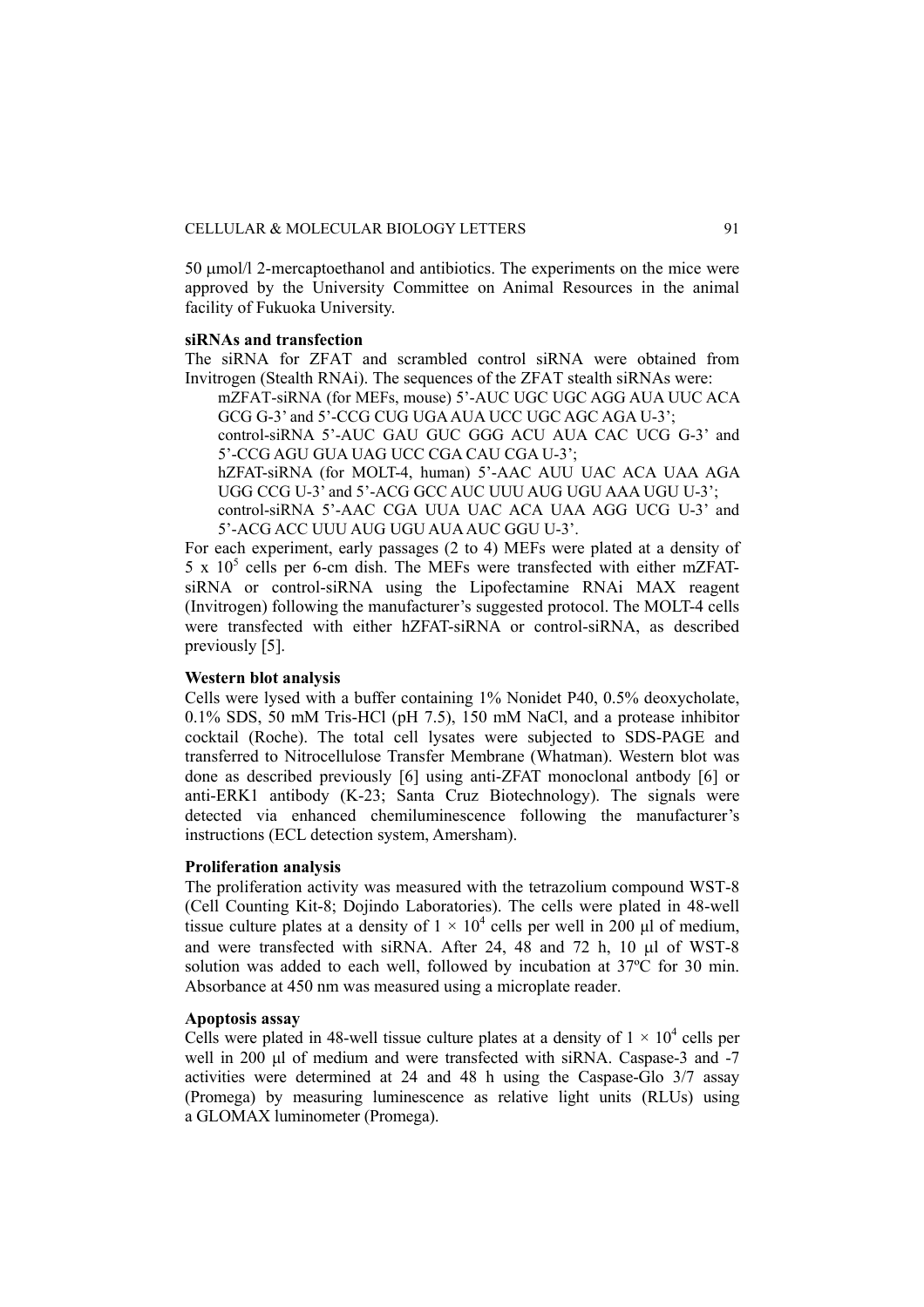50 μmol/l 2-mercaptoethanol and antibiotics. The experiments on the mice were approved by the University Committee on Animal Resources in the animal facility of Fukuoka University.

### siRNAs and transfection

The siRNA for ZFAT and scrambled control siRNA were obtained from Invitrogen (Stealth RNAi). The sequences of the ZFAT stealth siRNAs were:

mZFAT-siRNA (for MEFs, mouse) 5'-AUC UGC UGC AGG AUA UUC ACA GCG G-3' and 5'-CCG CUG UGA AUA UCC UGC AGC AGA U-3';

control-siRNA 5'-AUC GAU GUC GGG ACU AUA CAC UCG G-3' and 5'-CCG AGU GUA UAG UCC CGA CAU CGA U-3';

hZFAT-siRNA (for MOLT-4, human) 5'-AAC AUU UAC ACA UAA AGA UGG CCG U-3' and 5'-ACG GCC AUC UUU AUG UGU AAA UGU U-3';

control-siRNA 5'-AAC CGA UUA UAC ACA UAA AGG UCG U-3' and 5'-ACG ACC UUU AUG UGU AUA AUC GGU U-3'.

For each experiment, early passages (2 to 4) MEFs were plated at a density of $5 \times 10^5$ cells per 6-cm dish. The MEFs were transfected with either mZFAT-siRNA or control-siRNA using the Lipofectamine RNAi MAX reagent (Invitrogen) following the manufacturer's suggested protocol. The MOLT-4 cells were transfected with either hZFAT-siRNA or control-siRNA, as described previously [5].

### Western blot analysis

Cells were lysed with a buffer containing 1% Nonidet P40, 0.5% deoxycholate, 0.1% SDS, 50 mM Tris-HCl (pH 7.5), 150 mM NaCl, and a protease inhibitor cocktail (Roche). The total cell lysates were subjected to SDS-PAGE and transferred to Nitrocellulose Transfer Membrane (Whatman). Western blot was done as described previously [6] using anti-ZFAT monoclonal antbody [6] or anti-ERK1 antibody (K-23; Santa Cruz Biotechnology). The signals were detected via enhanced chemiluminescence following the manufacturer's instructions (ECL detection system, Amersham).

### Proliferation analysis

The proliferation activity was measured with the tetrazolium compound WST-8 (Cell Counting Kit-8; Dojindo Laboratories). The cells were plated in 48-well tissue culture plates at a density of $1 \times 10^4$ cells per well in 200 μl of medium, and were transfected with siRNA. After 24, 48 and 72 h, 10 μl of WST-8 solution was added to each well, followed by incubation at 37ºC for 30 min. Absorbance at 450 nm was measured using a microplate reader.

### Apoptosis assay

Cells were plated in 48-well tissue culture plates at a density of $1 \times 10^4$ cells per well in 200 μl of medium and were transfected with siRNA. Caspase-3 and -7 activities were determined at 24 and 48 h using the Caspase-Glo 3/7 assay (Promega) by measuring luminescence as relative light units (RLUs) using a GLOMAX luminometer (Promega).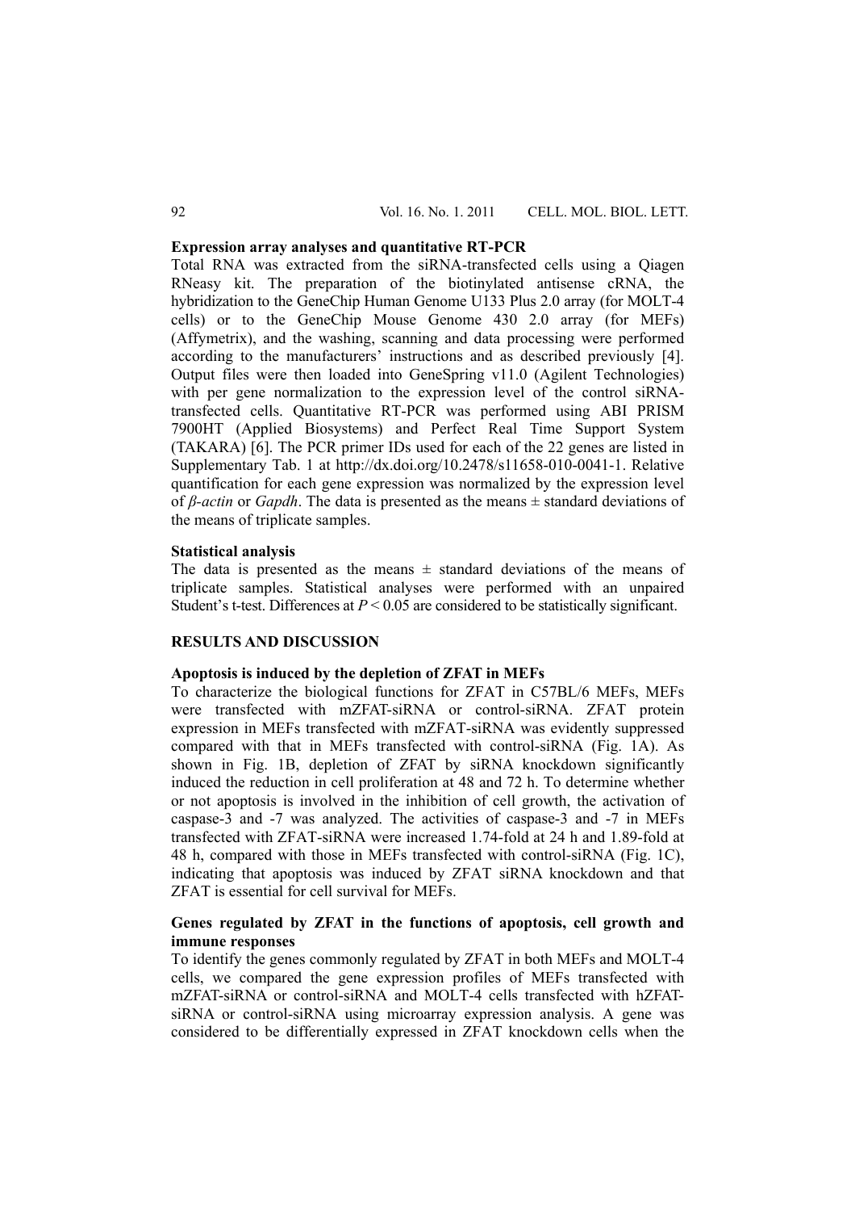### Expression array analyses and quantitative RT-PCR

Total RNA was extracted from the siRNA-transfected cells using a Qiagen RNeasy kit. The preparation of the biotinylated antisense cRNA, the hybridization to the GeneChip Human Genome U133 Plus 2.0 array (for MOLT-4 cells) or to the GeneChip Mouse Genome 430 2.0 array (for MEFs) (Affymetrix), and the washing, scanning and data processing were performed according to the manufacturers' instructions and as described previously [4]. Output files were then loaded into GeneSpring v11.0 (Agilent Technologies) with per gene normalization to the expression level of the control siRNA-transfected cells. Quantitative RT-PCR was performed using ABI PRISM 7900HT (Applied Biosystems) and Perfect Real Time Support System (TAKARA) [6]. The PCR primer IDs used for each of the 22 genes are listed in Supplementary Tab. 1 at http://dx.doi.org/10.2478/s11658-010-0041-1. Relative quantification for each gene expression was normalized by the expression level of *β-actin* or *Gapdh*. The data is presented as the means ± standard deviations of the means of triplicate samples.

### Statistical analysis

The data is presented as the means ± standard deviations of the means of triplicate samples. Statistical analyses were performed with an unpaired Student's t-test. Differences at $P < 0.05$ are considered to be statistically significant.

## RESULTS AND DISCUSSION

### Apoptosis is induced by the depletion of ZFAT in MEFs

To characterize the biological functions for ZFAT in C57BL/6 MEFs, MEFs were transfected with mZFAT-siRNA or control-siRNA. ZFAT protein expression in MEFs transfected with mZFAT-siRNA was evidently suppressed compared with that in MEFs transfected with control-siRNA (Fig. 1A). As shown in Fig. 1B, depletion of ZFAT by siRNA knockdown significantly induced the reduction in cell proliferation at 48 and 72 h. To determine whether or not apoptosis is involved in the inhibition of cell growth, the activation of caspase-3 and -7 was analyzed. The activities of caspase-3 and -7 in MEFs transfected with ZFAT-siRNA were increased 1.74-fold at 24 h and 1.89-fold at 48 h, compared with those in MEFs transfected with control-siRNA (Fig. 1C), indicating that apoptosis was induced by ZFAT siRNA knockdown and that ZFAT is essential for cell survival for MEFs.

### Genes regulated by ZFAT in the functions of apoptosis, cell growth and immune responses

To identify the genes commonly regulated by ZFAT in both MEFs and MOLT-4 cells, we compared the gene expression profiles of MEFs transfected with mZFAT-siRNA or control-siRNA and MOLT-4 cells transfected with hZFAT-siRNA or control-siRNA using microarray expression analysis. A gene was considered to be differentially expressed in ZFAT knockdown cells when the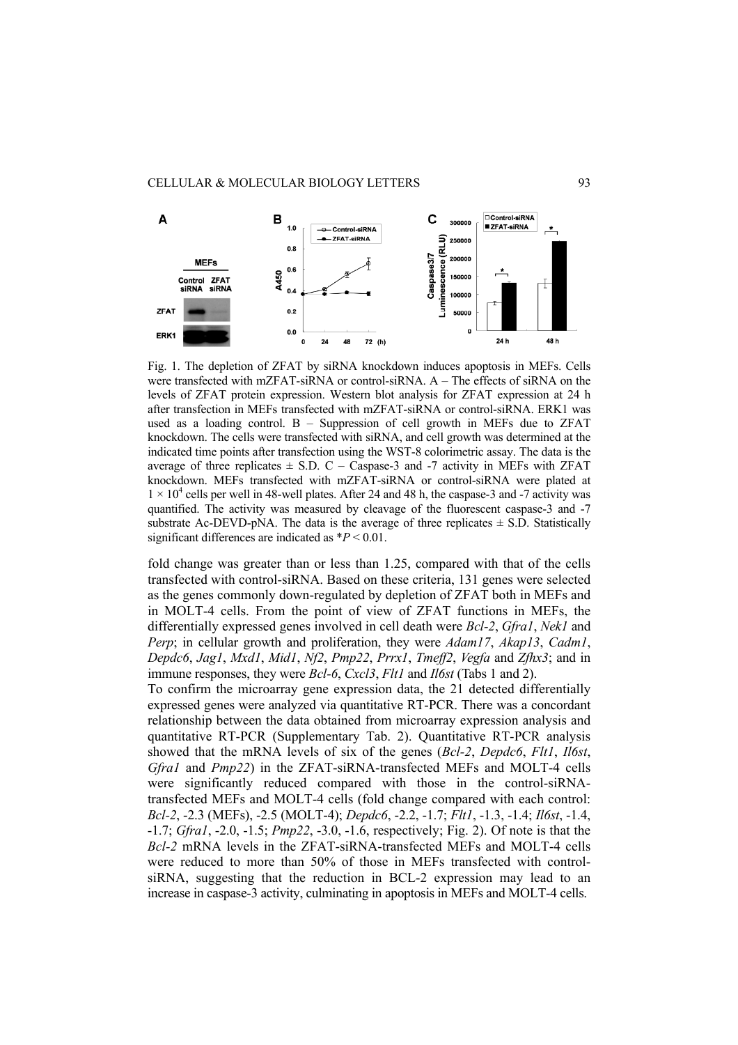Fig. 1. The depletion of ZFAT by siRNA knockdown induces apoptosis in MEFs. Cells were transfected with mZFAT-siRNA or control-siRNA. A – The effects of siRNA on the levels of ZFAT protein expression. Western blot analysis for ZFAT expression at 24 h after transfection in MEFs transfected with mZFAT-siRNA or control-siRNA. ERK1 was used as a loading control. B – Suppression of cell growth in MEFs due to ZFAT knockdown. The cells were transfected with siRNA, and cell growth was determined at the indicated time points after transfection using the WST-8 colorimetric assay. The data is the average of three replicates ± S.D. C – Caspase-3 and -7 activity in MEFs with ZFAT knockdown. MEFs transfected with mZFAT-siRNA or control-siRNA were plated at $1 \times 10^4$ cells per well in 48-well plates. After 24 and 48 h, the caspase-3 and -7 activity was quantified. The activity was measured by cleavage of the fluorescent caspase-3 and -7 substrate Ac-DEVD-pNA. The data is the average of three replicates ± S.D. Statistically significant differences are indicated as $^*P < 0.01$.

fold change was greater than or less than 1.25, compared with that of the cells transfected with control-siRNA. Based on these criteria, 131 genes were selected as the genes commonly down-regulated by depletion of ZFAT both in MEFs and in MOLT-4 cells. From the point of view of ZFAT functions in MEFs, the differentially expressed genes involved in cell death were *Bcl-2*, *Gfra1*, *Nek1* and *Perp*; in cellular growth and proliferation, they were *Adam17*, *Akap13*, *Cadm1*, *Depdc6*, *Jag1*, *Mxd1*, *Mid1*, *Nf2*, *Pmp22*, *Prrx1*, *Tmeff2*, *Vegfa* and *Zfhx3*; and in immune responses, they were *Bcl-6*, *Cxcl3*, *Flt1* and *Il6st* (Tabs 1 and 2).

To confirm the microarray gene expression data, the 21 detected differentially expressed genes were analyzed via quantitative RT-PCR. There was a concordant relationship between the data obtained from microarray expression analysis and quantitative RT-PCR (Supplementary Tab. 2). Quantitative RT-PCR analysis showed that the mRNA levels of six of the genes (*Bcl-2*, *Depdc6*, *Flt1*, *Il6st*, *Gfra1* and *Pmp22*) in the ZFAT-siRNA-transfected MEFs and MOLT-4 cells were significantly reduced compared with those in the control-siRNA-transfected MEFs and MOLT-4 cells (fold change compared with each control: *Bcl-2*, -2.3 (MEFs), -2.5 (MOLT-4); *Depdc6*, -2.2, -1.7; *Flt1*, -1.3, -1.4; *Il6st*, -1.4, -1.7; *Gfra1*, -2.0, -1.5; *Pmp22*, -3.0, -1.6, respectively; Fig. 2). Of note is that the *Bcl-2* mRNA levels in the ZFAT-siRNA-transfected MEFs and MOLT-4 cells were reduced to more than 50% of those in MEFs transfected with control-siRNA, suggesting that the reduction in BCL-2 expression may lead to an increase in caspase-3 activity, culminating in apoptosis in MEFs and MOLT-4 cells.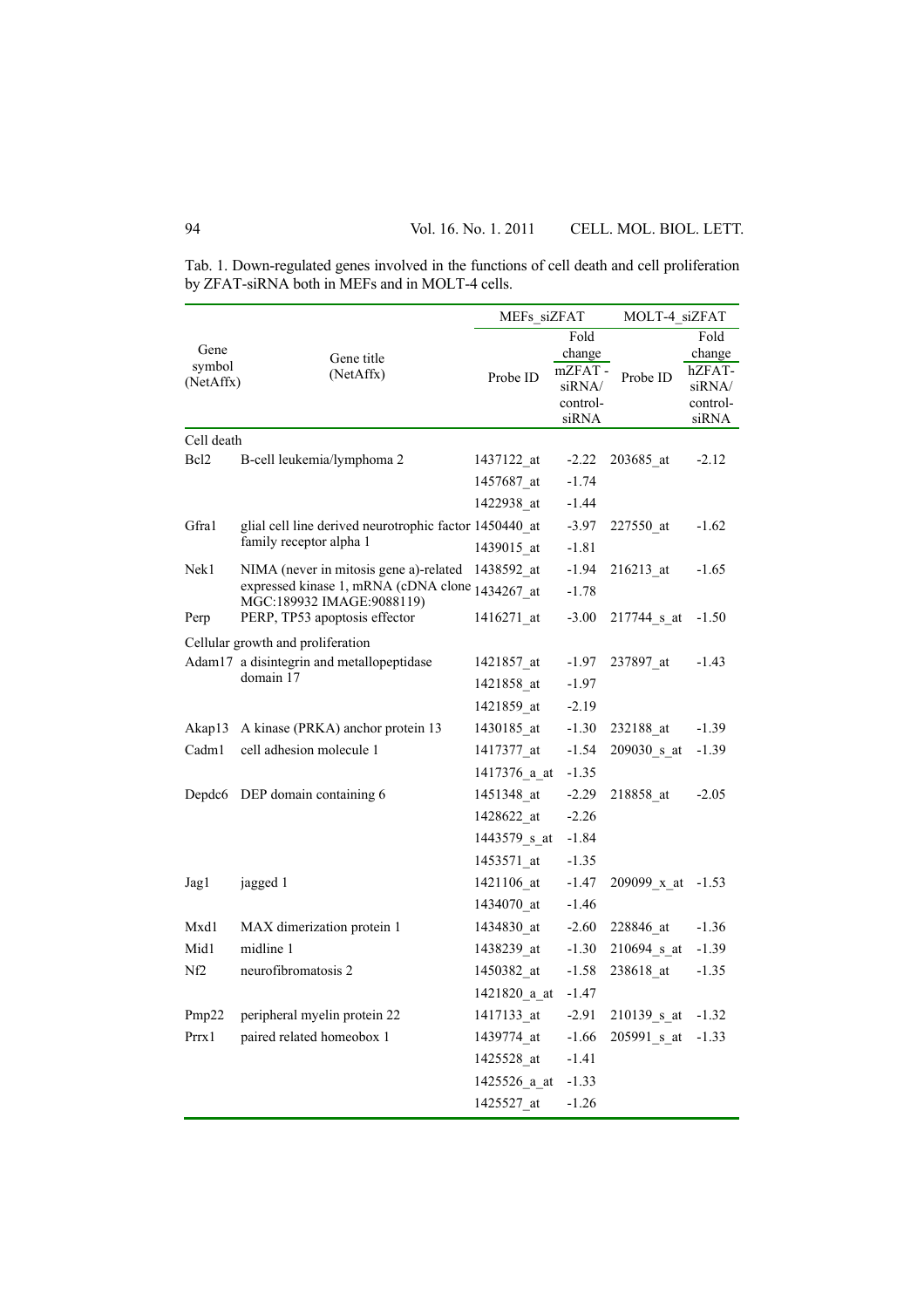Tab. 1. Down-regulated genes involved in the functions of cell death and cell proliferation by ZFAT-siRNA both in MEFs and in MOLT-4 cells.

| Gene symbol (NetAffx) | Gene title (NetAffx) | MEFs_siZFAT | | MOLT-4_siZFAT | |
|---|---|---|---|---|---|
| | | Probe ID | Fold change mZFAT - siRNA/ control-siRNA | Probe ID | Fold change hZFAT-siRNA/ control-siRNA |
| Cell death | | | | | |
| Bcl2 | B-cell leukemia/lymphoma 2 | 1437122_at | -2.22 | 203685_at | -2.12 |
| | | 1457687_at | -1.74 | | |
| | | 1422938_at | -1.44 | | |
| Gfra1 | glial cell line derived neurotrophic factor family receptor alpha 1 | 1450440_at | -3.97 | 227550_at | -1.62 |
| | | 1439015_at | -1.81 | | |
| Nek1 | NIMA (never in mitosis gene a)-related expressed kinase 1, mRNA (cDNA clone MGC:189932 IMAGE:9088119) | 1438592_at | -1.94 | 216213_at | -1.65 |
| | | 1434267_at | -1.78 | | |
| Perp | PERP, TP53 apoptosis effector | 1416271_at | -3.00 | 217744_s_at | -1.50 |
| Cellular growth and proliferation | | | | | |
| Adam17 | a disintegrin and metallopeptidase domain 17 | 1421857_at | -1.97 | 237897_at | -1.43 |
| | | 1421858_at | -1.97 | | |
| | | 1421859_at | -2.19 | | |
| Akap13 | A kinase (PRKA) anchor protein 13 | 1430185_at | -1.30 | 232188_at | -1.39 |
| Cadm1 | cell adhesion molecule 1 | 1417377_at | -1.54 | 209030_s_at | -1.39 |
| | | 1417376_a_at | -1.35 | | |
| Depdc6 | DEP domain containing 6 | 1451348_at | -2.29 | 218858_at | -2.05 |
| | | 1428622_at | -2.26 | | |
| | | 1443579_s_at | -1.84 | | |
| | | 1453571_at | -1.35 | | |
| Jag1 | jagged 1 | 1421106_at | -1.47 | 209099_x_at | -1.53 |
| | | 1434070_at | -1.46 | | |
| Mxd1 | MAX dimerization protein 1 | 1434830_at | -2.60 | 228846_at | -1.36 |
| Mid1 | midline 1 | 1438239_at | -1.30 | 210694_s_at | -1.39 |
| Nf2 | neurofibromatosis 2 | 1450382_at | -1.58 | 238618_at | -1.35 |
| | | 1421820_a_at | -1.47 | | |
| Pmp22 | peripheral myelin protein 22 | 1417133_at | -2.91 | 210139_s_at | -1.32 |
| Prrx1 | paired related homeobox 1 | 1439774_at | -1.66 | 205991_s_at | -1.33 |
| | | 1425528_at | -1.41 | | |
| | | 1425526_a_at | -1.33 | | |
| | | 1425527_at | -1.26 | | |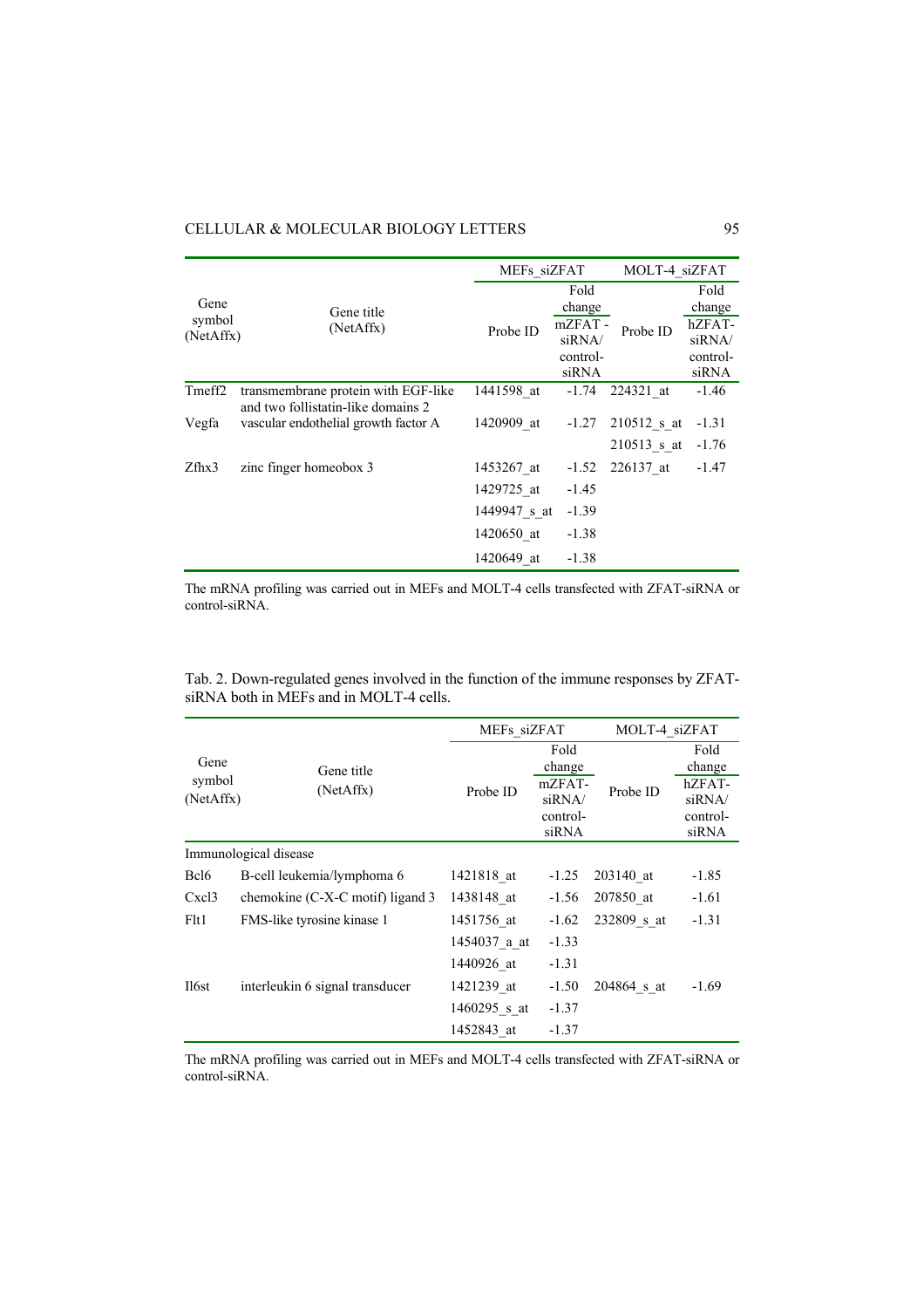| Gene symbol (NetAffx) | Gene title (NetAffx) | MEFs_siZFAT | | MOLT-4_siZFAT | |
|---|---|---|---|---|---|
| | | Probe ID | Fold change mZFAT - siRNA/ control-siRNA | Probe ID | Fold change hZFAT-siRNA/ control-siRNA |
| Tmeff2 | transmembrane protein with EGF-like and two follistatin-like domains 2 | 1441598_at | -1.74 | 224321_at | -1.46 |
| Vegfa | vascular endothelial growth factor A | 1420909_at | -1.27 | 210512_s_at | -1.31 |
| | | | | 210513_s_at | -1.76 |
| Zfhx3 | zinc finger homeobox 3 | 1453267_at | -1.52 | 226137_at | -1.47 |
| | | 1429725_at | -1.45 | | |
| | | 1449947_s_at | -1.39 | | |
| | | 1420650_at | -1.38 | | |
| | | 1420649_at | -1.38 | | |

The mRNA profiling was carried out in MEFs and MOLT-4 cells transfected with ZFAT-siRNA or control-siRNA.

Tab. 2. Down-regulated genes involved in the function of the immune responses by ZFAT-siRNA both in MEFs and in MOLT-4 cells.

| Gene symbol (NetAffx) | Gene title (NetAffx) | MEFs_siZFAT | | MOLT-4_siZFAT | |
|---|---|---|---|---|---|
| | | Probe ID | Fold change mZFAT-siRNA/ control-siRNA | Probe ID | Fold change hZFAT-siRNA/ control-siRNA |
| Immunological disease | | | | | |
| Bcl6 | B-cell leukemia/lymphoma 6 | 1421818_at | -1.25 | 203140_at | -1.85 |
| Cxcl3 | chemokine (C-X-C motif) ligand 3 | 1438148_at | -1.56 | 207850_at | -1.61 |
| Flt1 | FMS-like tyrosine kinase 1 | 1451756_at | -1.62 | 232809_s_at | -1.31 |
| | | 1454037_a_at | -1.33 | | |
| | | 1440926_at | -1.31 | | |
| Il6st | interleukin 6 signal transducer | 1421239_at | -1.50 | 204864_s_at | -1.69 |
| | | 1460295_s_at | -1.37 | | |
| | | 1452843_at | -1.37 | | |

The mRNA profiling was carried out in MEFs and MOLT-4 cells transfected with ZFAT-siRNA or control-siRNA.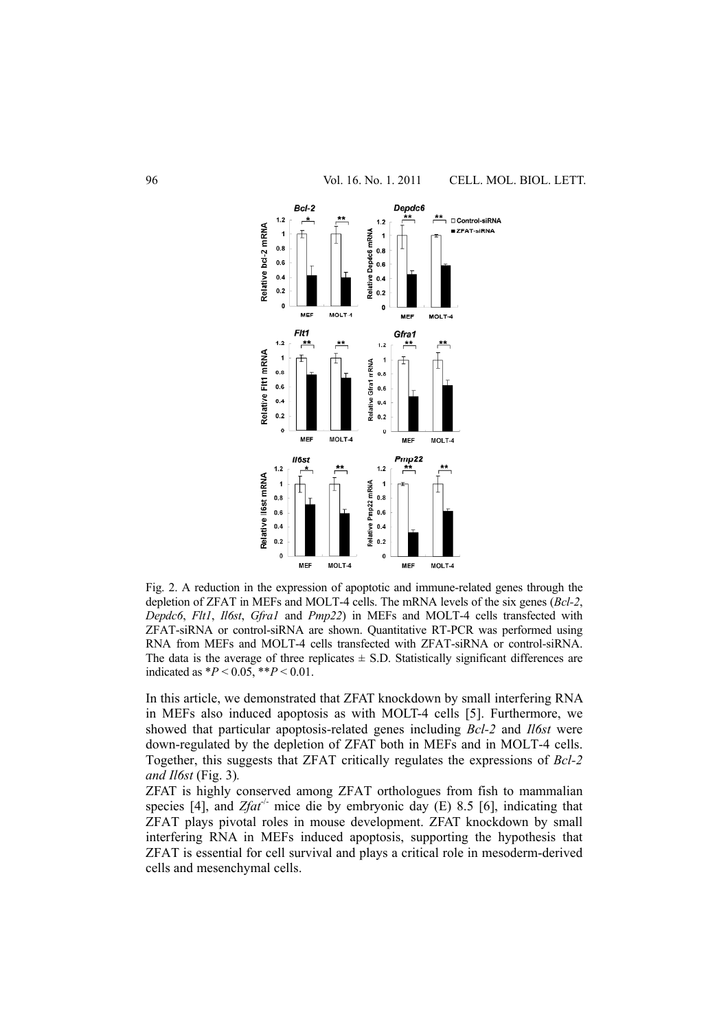Fig. 2. A reduction in the expression of apoptotic and immune-related genes through the depletion of ZFAT in MEFs and MOLT-4 cells. The mRNA levels of the six genes (*Bcl-2*, *Depdc6*, *Flt1*, *Il6st*, *Gfra1* and *Pmp22*) in MEFs and MOLT-4 cells transfected with ZFAT-siRNA or control-siRNA are shown. Quantitative RT-PCR was performed using RNA from MEFs and MOLT-4 cells transfected with ZFAT-siRNA or control-siRNA. The data is the average of three replicates ± S.D. Statistically significant differences are indicated as $*P < 0.05$, $**P < 0.01$.

In this article, we demonstrated that ZFAT knockdown by small interfering RNA in MEFs also induced apoptosis as with MOLT-4 cells [5]. Furthermore, we showed that particular apoptosis-related genes including *Bcl-2* and *Il6st* were down-regulated by the depletion of ZFAT both in MEFs and in MOLT-4 cells. Together, this suggests that ZFAT critically regulates the expressions of *Bcl-2 and Il6st* (Fig. 3).

ZFAT is highly conserved among ZFAT orthologues from fish to mammalian species [4], and *Zfat*$^{-/-}$ mice die by embryonic day (E) 8.5 [6], indicating that ZFAT plays pivotal roles in mouse development. ZFAT knockdown by small interfering RNA in MEFs induced apoptosis, supporting the hypothesis that ZFAT is essential for cell survival and plays a critical role in mesoderm-derived cells and mesenchymal cells.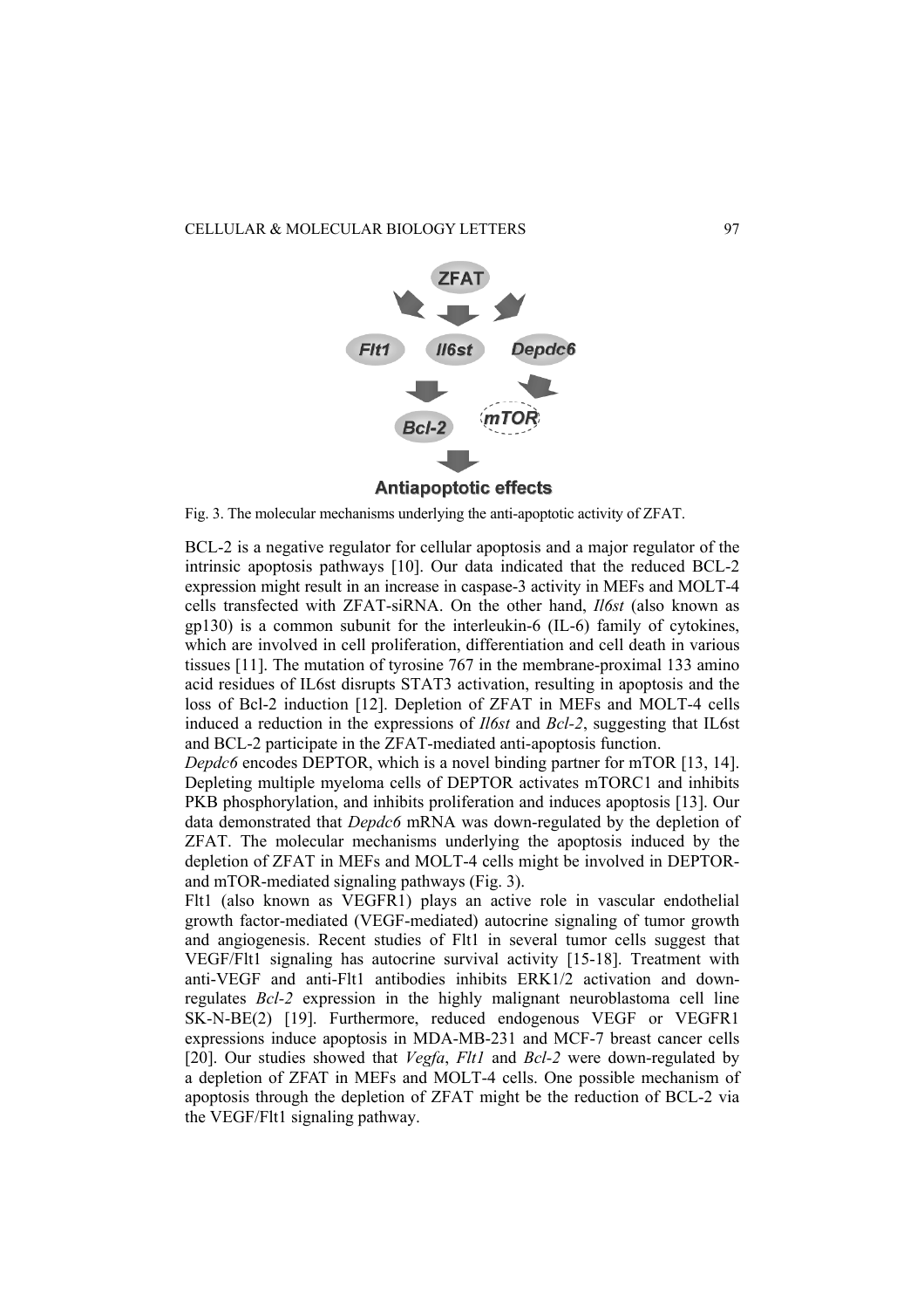Fig. 3. The molecular mechanisms underlying the anti-apoptotic activity of ZFAT.

BCL-2 is a negative regulator for cellular apoptosis and a major regulator of the intrinsic apoptosis pathways [10]. Our data indicated that the reduced BCL-2 expression might result in an increase in caspase-3 activity in MEFs and MOLT-4 cells transfected with ZFAT-siRNA. On the other hand, *Il6st* (also known as gp130) is a common subunit for the interleukin-6 (IL-6) family of cytokines, which are involved in cell proliferation, differentiation and cell death in various tissues [11]. The mutation of tyrosine 767 in the membrane-proximal 133 amino acid residues of IL6st disrupts STAT3 activation, resulting in apoptosis and the loss of Bcl-2 induction [12]. Depletion of ZFAT in MEFs and MOLT-4 cells induced a reduction in the expressions of *Il6st* and *Bcl-2*, suggesting that IL6st and BCL-2 participate in the ZFAT-mediated anti-apoptosis function.

*Depdc6* encodes DEPTOR, which is a novel binding partner for mTOR [13, 14]. Depleting multiple myeloma cells of DEPTOR activates mTORC1 and inhibits PKB phosphorylation, and inhibits proliferation and induces apoptosis [13]. Our data demonstrated that *Depdc6* mRNA was down-regulated by the depletion of ZFAT. The molecular mechanisms underlying the apoptosis induced by the depletion of ZFAT in MEFs and MOLT-4 cells might be involved in DEPTOR- and mTOR-mediated signaling pathways (Fig. 3).

Flt1 (also known as VEGFR1) plays an active role in vascular endothelial growth factor-mediated (VEGF-mediated) autocrine signaling of tumor growth and angiogenesis. Recent studies of Flt1 in several tumor cells suggest that VEGF/Flt1 signaling has autocrine survival activity [15-18]. Treatment with anti-VEGF and anti-Flt1 antibodies inhibits ERK1/2 activation and down-regulates *Bcl-2* expression in the highly malignant neuroblastoma cell line SK-N-BE(2) [19]. Furthermore, reduced endogenous VEGF or VEGFR1 expressions induce apoptosis in MDA-MB-231 and MCF-7 breast cancer cells [20]. Our studies showed that *Vegfa*, *Flt1* and *Bcl-2* were down-regulated by a depletion of ZFAT in MEFs and MOLT-4 cells. One possible mechanism of apoptosis through the depletion of ZFAT might be the reduction of BCL-2 via the VEGF/Flt1 signaling pathway.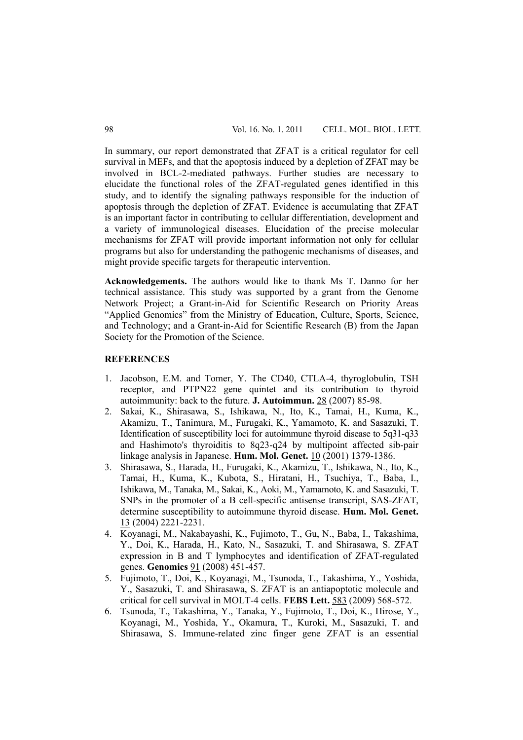In summary, our report demonstrated that ZFAT is a critical regulator for cell survival in MEFs, and that the apoptosis induced by a depletion of ZFAT may be involved in BCL-2-mediated pathways. Further studies are necessary to elucidate the functional roles of the ZFAT-regulated genes identified in this study, and to identify the signaling pathways responsible for the induction of apoptosis through the depletion of ZFAT. Evidence is accumulating that ZFAT is an important factor in contributing to cellular differentiation, development and a variety of immunological diseases. Elucidation of the precise molecular mechanisms for ZFAT will provide important information not only for cellular programs but also for understanding the pathogenic mechanisms of diseases, and might provide specific targets for therapeutic intervention.

**Acknowledgements.** The authors would like to thank Ms T. Danno for her technical assistance. This study was supported by a grant from the Genome Network Project; a Grant-in-Aid for Scientific Research on Priority Areas "Applied Genomics" from the Ministry of Education, Culture, Sports, Science, and Technology; and a Grant-in-Aid for Scientific Research (B) from the Japan Society for the Promotion of the Science.

## REFERENCES

1. Jacobson, E.M. and Tomer, Y. The CD40, CTLA-4, thyroglobulin, TSH receptor, and PTPN22 gene quintet and its contribution to thyroid autoimmunity: back to the future. **J. Autoimmun.** 28 (2007) 85-98.
2. Sakai, K., Shirasawa, S., Ishikawa, N., Ito, K., Tamai, H., Kuma, K., Akamizu, T., Tanimura, M., Furugaki, K., Yamamoto, K. and Sasazuki, T. Identification of susceptibility loci for autoimmune thyroid disease to 5q31-q33 and Hashimoto's thyroiditis to 8q23-q24 by multipoint affected sib-pair linkage analysis in Japanese. **Hum. Mol. Genet.** 10 (2001) 1379-1386.
3. Shirasawa, S., Harada, H., Furugaki, K., Akamizu, T., Ishikawa, N., Ito, K., Tamai, H., Kuma, K., Kubota, S., Hiratani, H., Tsuchiya, T., Baba, I., Ishikawa, M., Tanaka, M., Sakai, K., Aoki, M., Yamamoto, K. and Sasazuki, T. SNPs in the promoter of a B cell-specific antisense transcript, SAS-ZFAT, determine susceptibility to autoimmune thyroid disease. **Hum. Mol. Genet.** 13 (2004) 2221-2231.
4. Koyanagi, M., Nakabayashi, K., Fujimoto, T., Gu, N., Baba, I., Takashima, Y., Doi, K., Harada, H., Kato, N., Sasazuki, T. and Shirasawa, S. ZFAT expression in B and T lymphocytes and identification of ZFAT-regulated genes. **Genomics** 91 (2008) 451-457.
5. Fujimoto, T., Doi, K., Koyanagi, M., Tsunoda, T., Takashima, Y., Yoshida, Y., Sasazuki, T. and Shirasawa, S. ZFAT is an antiapoptotic molecule and critical for cell survival in MOLT-4 cells. **FEBS Lett.** 583 (2009) 568-572.
6. Tsunoda, T., Takashima, Y., Tanaka, Y., Fujimoto, T., Doi, K., Hirose, Y., Koyanagi, M., Yoshida, Y., Okamura, T., Kuroki, M., Sasazuki, T. and Shirasawa, S. Immune-related zinc finger gene ZFAT is an essential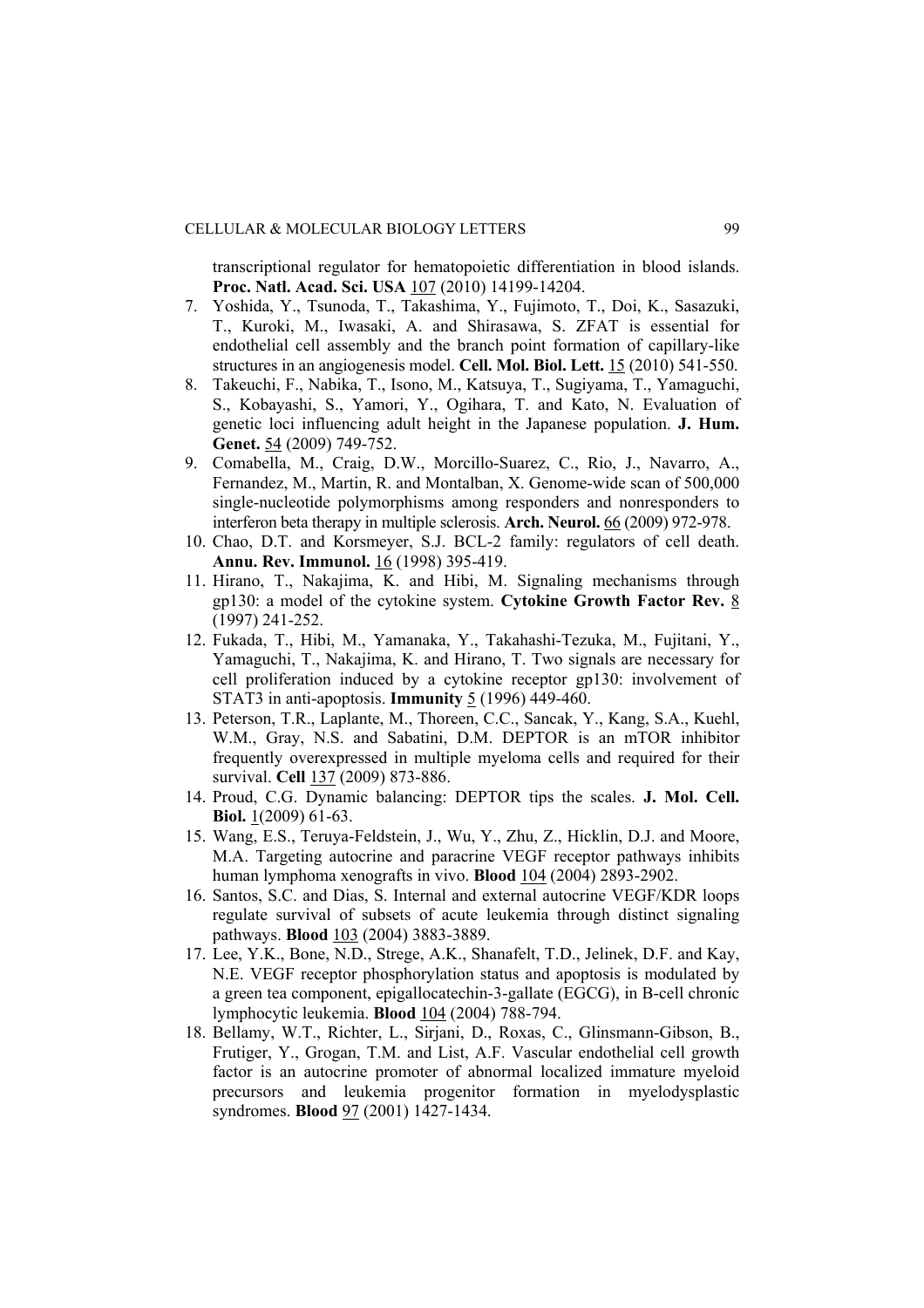transcriptional regulator for hematopoietic differentiation in blood islands. **Proc. Natl. Acad. Sci. USA** 107 (2010) 14199-14204.

7. Yoshida, Y., Tsunoda, T., Takashima, Y., Fujimoto, T., Doi, K., Sasazuki, T., Kuroki, M., Iwasaki, A. and Shirasawa, S. ZFAT is essential for endothelial cell assembly and the branch point formation of capillary-like structures in an angiogenesis model. **Cell. Mol. Biol. Lett.** 15 (2010) 541-550.
8. Takeuchi, F., Nabika, T., Isono, M., Katsuya, T., Sugiyama, T., Yamaguchi, S., Kobayashi, S., Yamori, Y., Ogihara, T. and Kato, N. Evaluation of genetic loci influencing adult height in the Japanese population. **J. Hum. Genet.** 54 (2009) 749-752.
9. Comabella, M., Craig, D.W., Morcillo-Suarez, C., Rio, J., Navarro, A., Fernandez, M., Martin, R. and Montalban, X. Genome-wide scan of 500,000 single-nucleotide polymorphisms among responders and nonresponders to interferon beta therapy in multiple sclerosis. **Arch. Neurol.** 66 (2009) 972-978.
10. Chao, D.T. and Korsmeyer, S.J. BCL-2 family: regulators of cell death. **Annu. Rev. Immunol.** 16 (1998) 395-419.
11. Hirano, T., Nakajima, K. and Hibi, M. Signaling mechanisms through gp130: a model of the cytokine system. **Cytokine Growth Factor Rev.** 8 (1997) 241-252.
12. Fukada, T., Hibi, M., Yamanaka, Y., Takahashi-Tezuka, M., Fujitani, Y., Yamaguchi, T., Nakajima, K. and Hirano, T. Two signals are necessary for cell proliferation induced by a cytokine receptor gp130: involvement of STAT3 in anti-apoptosis. **Immunity** 5 (1996) 449-460.
13. Peterson, T.R., Laplante, M., Thoreen, C.C., Sancak, Y., Kang, S.A., Kuehl, W.M., Gray, N.S. and Sabatini, D.M. DEPTOR is an mTOR inhibitor frequently overexpressed in multiple myeloma cells and required for their survival. **Cell** 137 (2009) 873-886.
14. Proud, C.G. Dynamic balancing: DEPTOR tips the scales. **J. Mol. Cell. Biol.** 1(2009) 61-63.
15. Wang, E.S., Teruya-Feldstein, J., Wu, Y., Zhu, Z., Hicklin, D.J. and Moore, M.A. Targeting autocrine and paracrine VEGF receptor pathways inhibits human lymphoma xenografts in vivo. **Blood** 104 (2004) 2893-2902.
16. Santos, S.C. and Dias, S. Internal and external autocrine VEGF/KDR loops regulate survival of subsets of acute leukemia through distinct signaling pathways. **Blood** 103 (2004) 3883-3889.
17. Lee, Y.K., Bone, N.D., Strege, A.K., Shanafelt, T.D., Jelinek, D.F. and Kay, N.E. VEGF receptor phosphorylation status and apoptosis is modulated by a green tea component, epigallocatechin-3-gallate (EGCG), in B-cell chronic lymphocytic leukemia. **Blood** 104 (2004) 788-794.
18. Bellamy, W.T., Richter, L., Sirjani, D., Roxas, C., Glinsmann-Gibson, B., Frutiger, Y., Grogan, T.M. and List, A.F. Vascular endothelial cell growth factor is an autocrine promoter of abnormal localized immature myeloid precursors and leukemia progenitor formation in myelodysplastic syndromes. **Blood** 97 (2001) 1427-1434.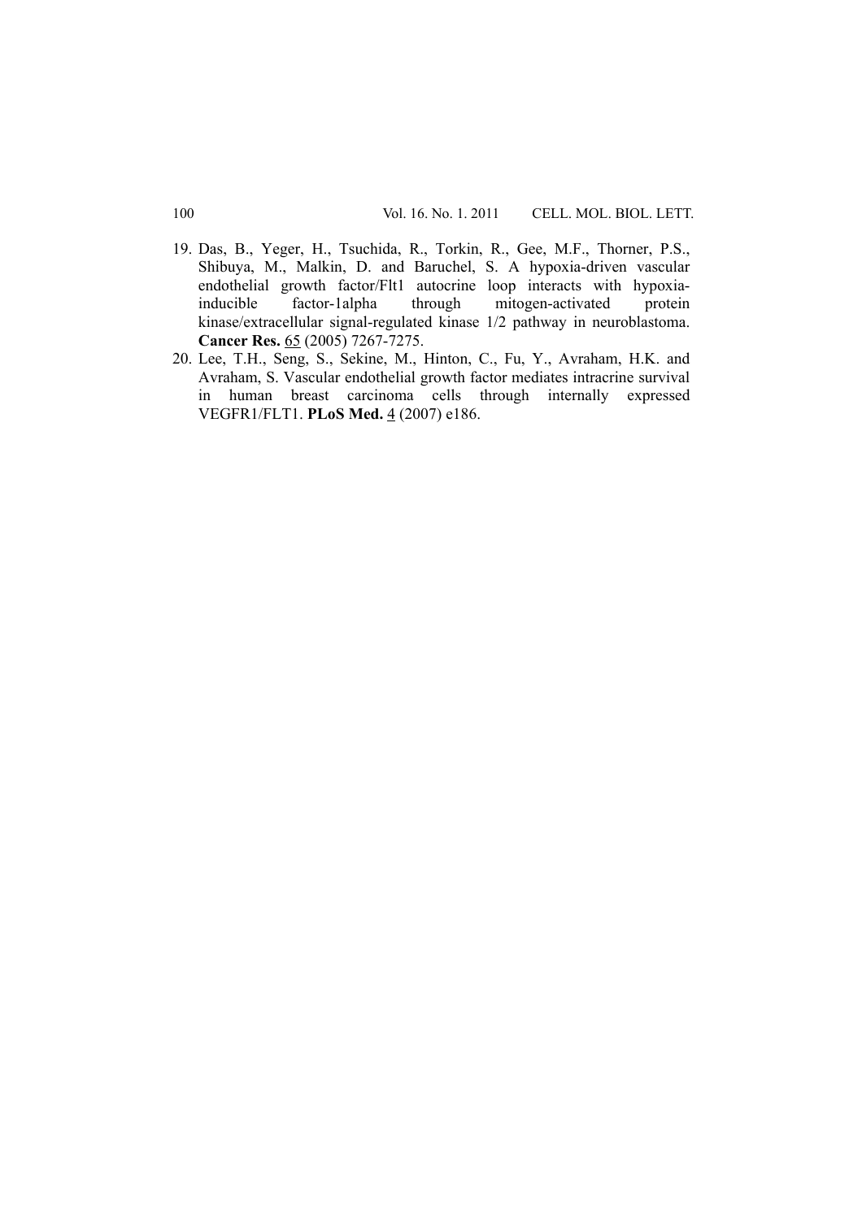19. Das, B., Yeger, H., Tsuchida, R., Torkin, R., Gee, M.F., Thorner, P.S., Shibuya, M., Malkin, D. and Baruchel, S. A hypoxia-driven vascular endothelial growth factor/Flt1 autocrine loop interacts with hypoxia-inducible factor-1alpha through mitogen-activated protein kinase/extracellular signal-regulated kinase 1/2 pathway in neuroblastoma. **Cancer Res.** 65 (2005) 7267-7275.
20. Lee, T.H., Seng, S., Sekine, M., Hinton, C., Fu, Y., Avraham, H.K. and Avraham, S. Vascular endothelial growth factor mediates intracrine survival in human breast carcinoma cells through internally expressed VEGFR1/FLT1. **PLoS Med.** 4 (2007) e186.